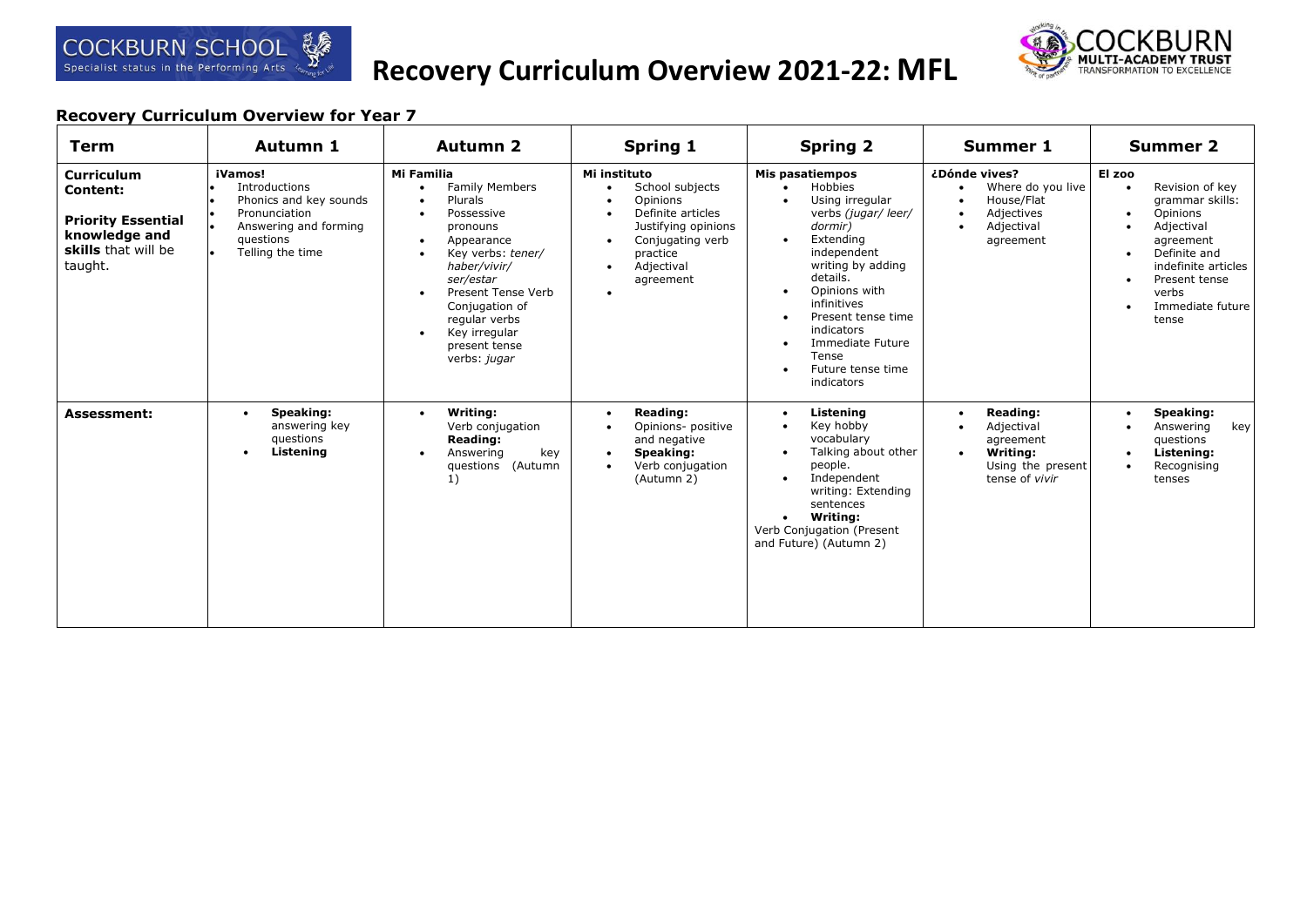# Recovery Curriculum Overview 2021-22: MFL

COCKBURN SCHOOL — Specialist status in the Performing Arts

COCKBURN MULTI-ACADEMY TRUST — TRANSFORMATION TO EXCELLENCE

## Recovery Curriculum Overview for Year 7

| Term | Autumn 1 | Autumn 2 | Spring 1 | Spring 2 | Summer 1 | Summer 2 |
|---|---|---|---|---|---|---|
| **Curriculum Content:**<br><br>**Priority Essential knowledge and skills** that will be taught. | **¡Vamos!**<br>• Introductions<br>• Phonics and key sounds<br>• Pronunciation<br>• Answering and forming questions<br>• Telling the time | **Mi Familia**<br>• Family Members<br>• Plurals<br>• Possessive pronouns<br>• Appearance<br>• Key verbs: *tener/ haber/vivir/ ser/estar*<br>• Present Tense Verb Conjugation of regular verbs<br>• Key irregular present tense verbs: *jugar* | **Mi instituto**<br>• School subjects<br>• Opinions<br>• Definite articles<br>• Justifying opinions<br>• Conjugating verb practice<br>• Adjectival agreement<br>• | **Mis pasatiempos**<br>• Hobbies<br>• Using irregular verbs *(jugar/ leer/ dormir)*<br>• Extending independent writing by adding details.<br>• Opinions with infinitives<br>• Present tense time indicators<br>• Immediate Future Tense<br>• Future tense time indicators | **¿Dónde vives?**<br>• Where do you live<br>• House/Flat<br>• Adjectives<br>• Adjectival agreement | **El zoo**<br>• Revision of key grammar skills:<br>• Opinions<br>• Adjectival agreement<br>• Definite and indefinite articles<br>• Present tense verbs<br>• Immediate future tense |
| **Assessment:** | • **Speaking:** answering key questions<br>• **Listening** | • **Writing:** Verb conjugation **Reading:**<br>• Answering key questions (Autumn 1) | • **Reading:**<br>• Opinions- positive and negative<br>• **Speaking:**<br>• Verb conjugation (Autumn 2) | • **Listening**<br>• Key hobby vocabulary<br>• Talking about other people.<br>• Independent writing: Extending sentences<br>• **Writing:**<br>Verb Conjugation (Present and Future) (Autumn 2) | • **Reading:**<br>• Adjectival agreement<br>• **Writing:** Using the present tense of *vivir* | • **Speaking:**<br>• Answering key questions<br>• **Listening:**<br>• Recognising tenses |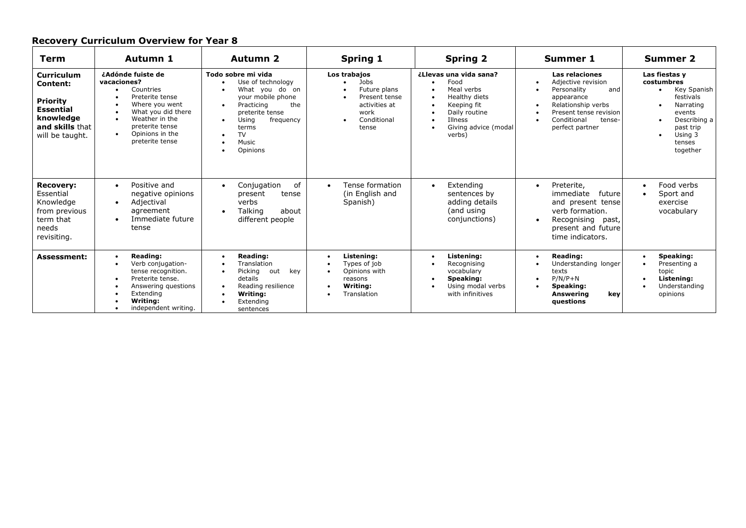## Recovery Curriculum Overview for Year 8

| Term | Autumn 1 | Autumn 2 | Spring 1 | Spring 2 | Summer 1 | Summer 2 |
|---|---|---|---|---|---|---|
| **Curriculum Content:**<br><br>**Priority Essential knowledge and skills** that will be taught. | **¿Adónde fuiste de vacaciones?**<br>• Countries<br>• Preterite tense<br>• Where you went<br>• What you did there<br>• Weather in the preterite tense<br>• Opinions in the preterite tense | **Todo sobre mi vida**<br>• Use of technology<br>• What you do on your mobile phone<br>• Practicing the preterite tense<br>• Using frequency terms<br>• TV<br>• Music<br>• Opinions | **Los trabajos**<br>• Jobs<br>• Future plans<br>• Present tense activities at work<br>• Conditional tense | **¿Llevas una vida sana?**<br>• Food<br>• Meal verbs<br>• Healthy diets<br>• Keeping fit<br>• Daily routine<br>• Illness<br>• Giving advice (modal verbs) | **Las relaciones**<br>• Adjective revision<br>• Personality and appearance<br>• Relationship verbs<br>• Present tense revision<br>• Conditional tense-perfect partner | **Las fiestas y costumbres**<br>• Key Spanish festivals<br>• Narrating events<br>• Describing a past trip<br>• Using 3 tenses together |
| **Recovery:** Essential Knowledge from previous term that needs revisiting. | • Positive and negative opinions<br>• Adjectival agreement<br>• Immediate future tense | • Conjugation of present tense verbs<br>• Talking about different people | • Tense formation (in English and Spanish) | • Extending sentences by adding details (and using conjunctions) | • Preterite, immediate future and present tense verb formation.<br>• Recognising past, present and future time indicators. | • Food verbs<br>• Sport and exercise vocabulary |
| **Assessment:** | • **Reading:**<br>• Verb conjugation-tense recognition.<br>• Preterite tense.<br>• Answering questions<br>• Extending<br>• **Writing:**<br>• independent writing. | • **Reading:**<br>• Translation<br>• Picking out key details<br>• Reading resilience<br>• **Writing:**<br>• Extending sentences | • **Listening:**<br>• Types of job<br>• Opinions with reasons<br>• **Writing:**<br>• Translation | • **Listening:**<br>• Recognising vocabulary<br>• **Speaking:**<br>• Using modal verbs with infinitives | • **Reading:**<br>• Understanding longer texts<br>• P/N/P+N<br>• **Speaking:**<br>• **Answering key questions** | • **Speaking:**<br>• Presenting a topic<br>• **Listening:**<br>• Understanding opinions |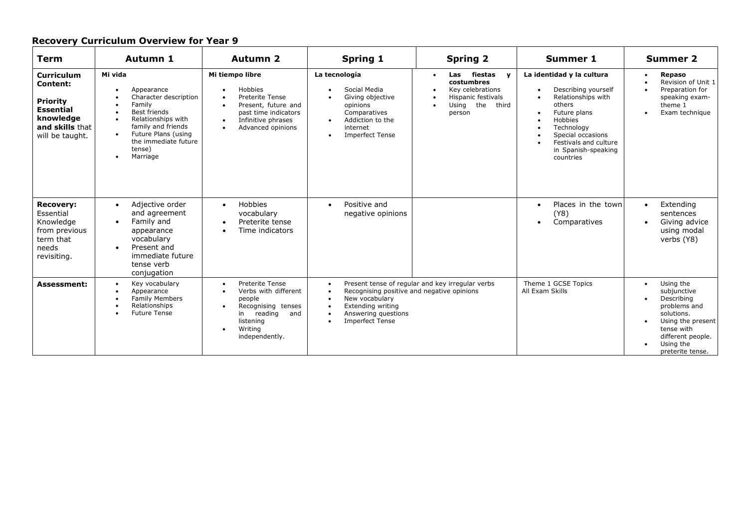## Recovery Curriculum Overview for Year 9

| Term | Autumn 1 | Autumn 2 | Spring 1 | Spring 2 | Summer 1 | Summer 2 |
|---|---|---|---|---|---|---|
| **Curriculum Content:**<br><br>**Priority Essential knowledge and skills** that will be taught. | **Mi vida**<br>• Appearance<br>• Character description<br>• Family<br>• Best friends<br>• Relationships with family and friends<br>• Future Plans (using the immediate future tense)<br>• Marriage | **Mi tiempo libre**<br>• Hobbies<br>• Preterite Tense<br>• Present, future and past time indicators<br>• Infinitive phrases<br>• Advanced opinions | **La tecnología**<br>• Social Media<br>• Giving objective opinions<br>• Comparatives<br>• Addiction to the internet<br>• Imperfect Tense | • **Las fiestas y costumbres**<br>• Key celebrations<br>• Hispanic festivals<br>• Using the third person | **La identidad y la cultura**<br>• Describing yourself<br>• Relationships with others<br>• Future plans<br>• Hobbies<br>• Technology<br>• Special occasions<br>• Festivals and culture in Spanish-speaking countries | • **Repaso**<br>• Revision of Unit 1<br>• Preparation for speaking exam-theme 1<br>• Exam technique |
| **Recovery:** Essential Knowledge from previous term that needs revisiting. | • Adjective order and agreement<br>• Family and appearance vocabulary<br>• Present and immediate future tense verb conjugation | • Hobbies vocabulary<br>• Preterite tense<br>• Time indicators | • Positive and negative opinions | | • Places in the town (Y8)<br>• Comparatives | • Extending sentences<br>• Giving advice using modal verbs (Y8) |
| **Assessment:** | • Key vocabulary<br>• Appearance<br>• Family Members<br>• Relationships<br>• Future Tense | • Preterite Tense<br>• Verbs with different people<br>• Recognising tenses in reading and listening<br>• Writing independently. | • Present tense of regular and key irregular verbs<br>• Recognising positive and negative opinions<br>• New vocabulary<br>• Extending writing<br>• Answering questions<br>• Imperfect Tense | | Theme 1 GCSE Topics<br>All Exam Skills | • Using the subjunctive<br>• Describing problems and solutions.<br>• Using the present tense with different people.<br>• Using the preterite tense. |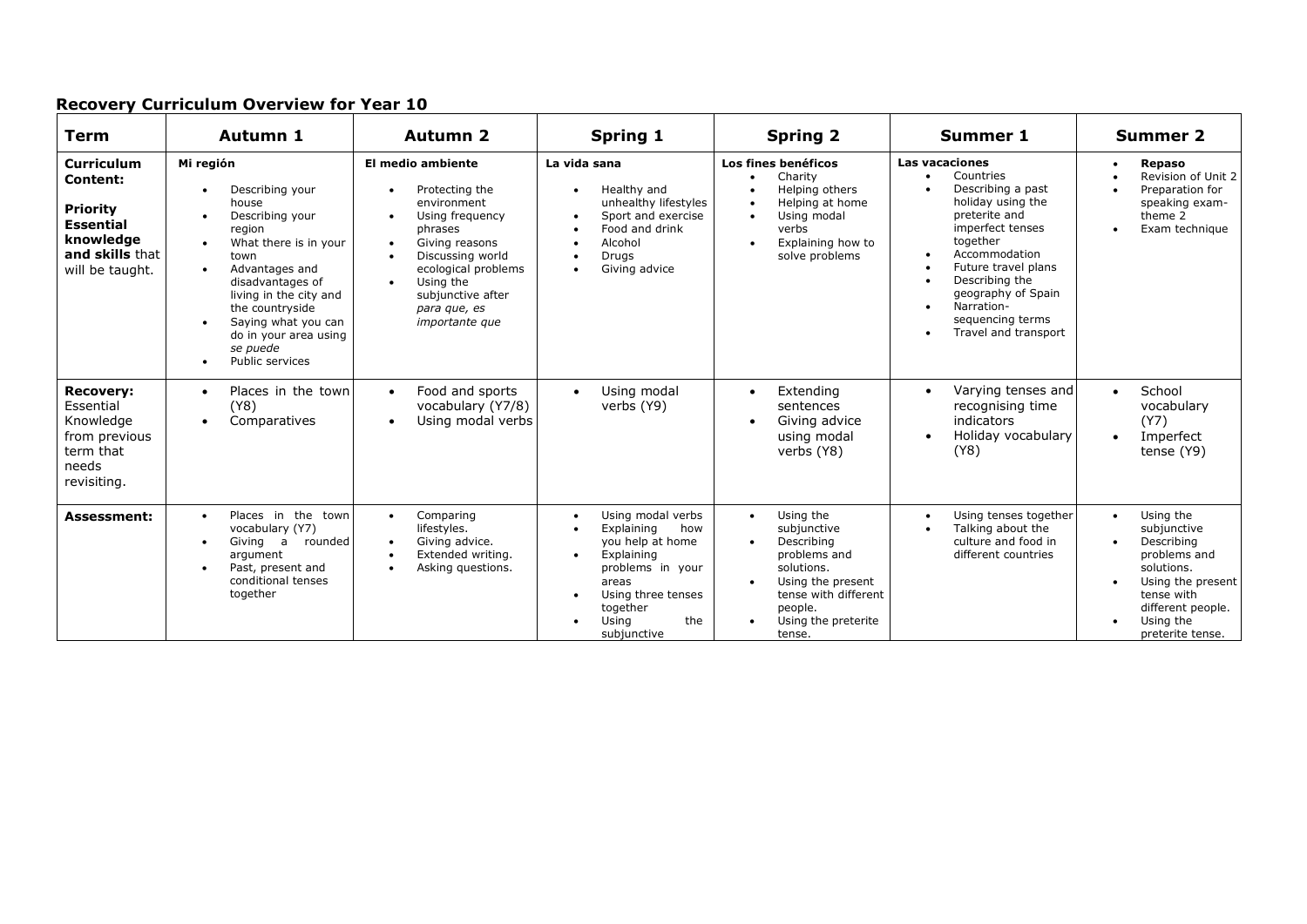## Recovery Curriculum Overview for Year 10

| Term | Autumn 1 | Autumn 2 | Spring 1 | Spring 2 | Summer 1 | Summer 2 |
|---|---|---|---|---|---|---|
| **Curriculum Content:**<br><br>**Priority Essential knowledge and skills** that will be taught. | **Mi región**<br>• Describing your house<br>• Describing your region<br>• What there is in your town<br>• Advantages and disadvantages of living in the city and the countryside<br>• Saying what you can do in your area using *se puede*<br>• Public services | **El medio ambiente**<br>• Protecting the environment<br>• Using frequency phrases<br>• Giving reasons<br>• Discussing world ecological problems<br>• Using the subjunctive after *para que, es importante que* | **La vida sana**<br>• Healthy and unhealthy lifestyles<br>• Sport and exercise<br>• Food and drink<br>• Alcohol<br>• Drugs<br>• Giving advice | **Los fines benéficos**<br>• Charity<br>• Helping others<br>• Helping at home<br>• Using modal verbs<br>• Explaining how to solve problems | **Las vacaciones**<br>• Countries<br>• Describing a past holiday using the preterite and imperfect tenses together<br>• Accommodation<br>• Future travel plans<br>• Describing the geography of Spain<br>• Narration-sequencing terms<br>• Travel and transport | • **Repaso**<br>• Revision of Unit 2<br>• Preparation for speaking exam-theme 2<br>• Exam technique |
| **Recovery:** Essential Knowledge from previous term that needs revisiting. | • Places in the town (Y8)<br>• Comparatives | • Food and sports vocabulary (Y7/8)<br>• Using modal verbs | • Using modal verbs (Y9) | • Extending sentences<br>• Giving advice using modal verbs (Y8) | • Varying tenses and recognising time indicators<br>• Holiday vocabulary (Y8) | • School vocabulary (Y7)<br>• Imperfect tense (Y9) |
| **Assessment:** | • Places in the town vocabulary (Y7)<br>• Giving a rounded argument<br>• Past, present and conditional tenses together | • Comparing lifestyles.<br>• Giving advice.<br>• Extended writing.<br>• Asking questions. | • Using modal verbs<br>• Explaining how you help at home<br>• Explaining problems in your areas<br>• Using three tenses together<br>• Using the subjunctive | • Using the subjunctive<br>• Describing problems and solutions.<br>• Using the present tense with different people.<br>• Using the preterite tense. | • Using tenses together<br>• Talking about the culture and food in different countries | • Using the subjunctive<br>• Describing problems and solutions.<br>• Using the present tense with different people.<br>• Using the preterite tense. |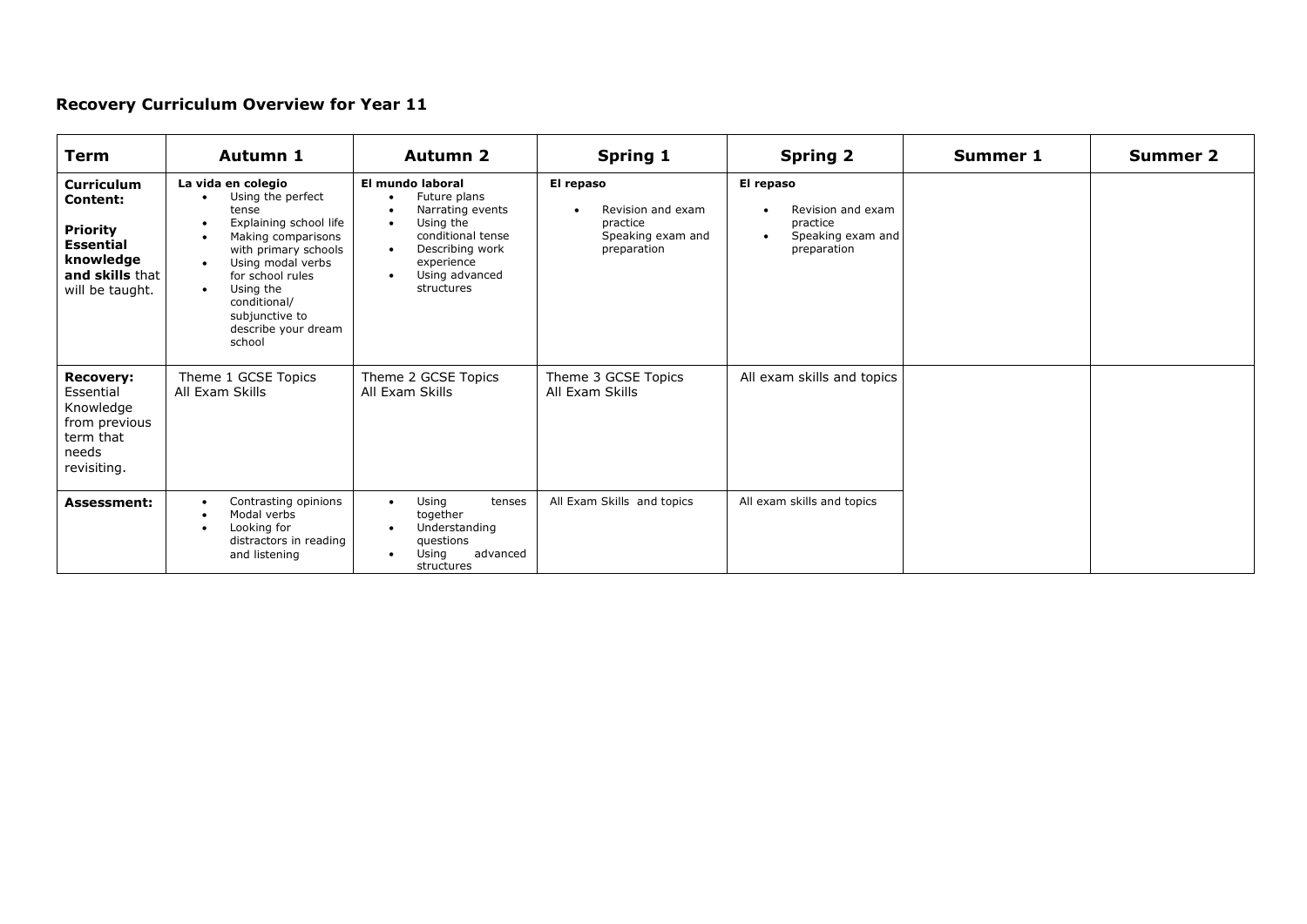## Recovery Curriculum Overview for Year 11

| Term | Autumn 1 | Autumn 2 | Spring 1 | Spring 2 | Summer 1 | Summer 2 |
|---|---|---|---|---|---|---|
| **Curriculum Content:** **Priority Essential knowledge and skills** that will be taught. | **La vida en colegio** • Using the perfect tense • Explaining school life • Making comparisons with primary schools • Using modal verbs for school rules • Using the conditional/ subjunctive to describe your dream school | **El mundo laboral** • Future plans • Narrating events • Using the conditional tense • Describing work experience • Using advanced structures | **El repaso** • Revision and exam practice Speaking exam and preparation | **El repaso** • Revision and exam practice • Speaking exam and preparation | | |
| **Recovery:** Essential Knowledge from previous term that needs revisiting. | Theme 1 GCSE Topics All Exam Skills | Theme 2 GCSE Topics All Exam Skills | Theme 3 GCSE Topics All Exam Skills | All exam skills and topics | | |
| **Assessment:** | • Contrasting opinions • Modal verbs • Looking for distractors in reading and listening | • Using tenses together • Understanding questions • Using advanced structures | All Exam Skills and topics | All exam skills and topics | | |